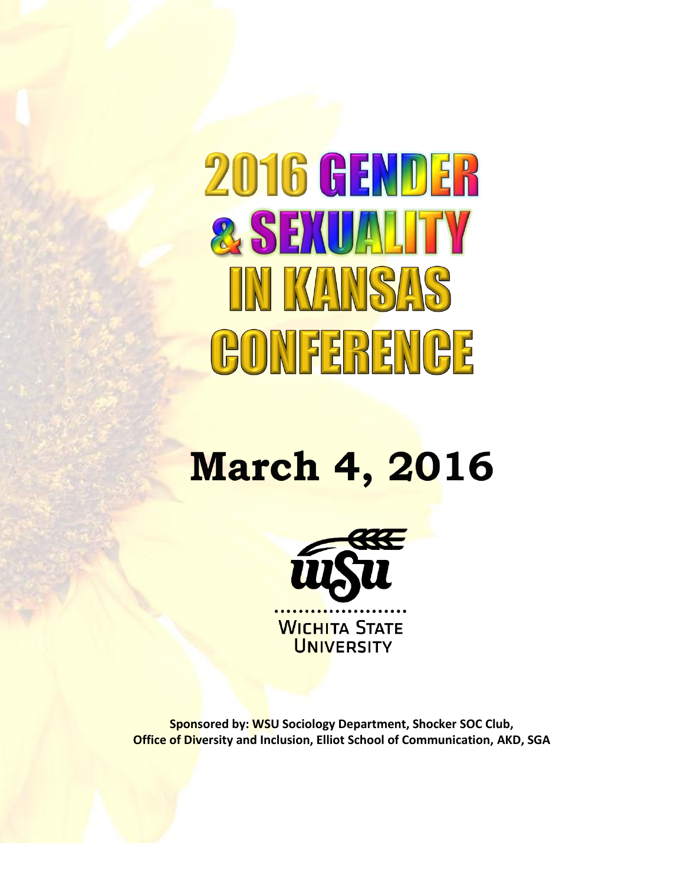# 2016 GENDER & SEXUALITY IN KANSAS CONFERENCE

## March 4, 2016

WSU

WICHITA STATE UNIVERSITY

**Sponsored by: WSU Sociology Department, Shocker SOC Club, Office of Diversity and Inclusion, Elliot School of Communication, AKD, SGA**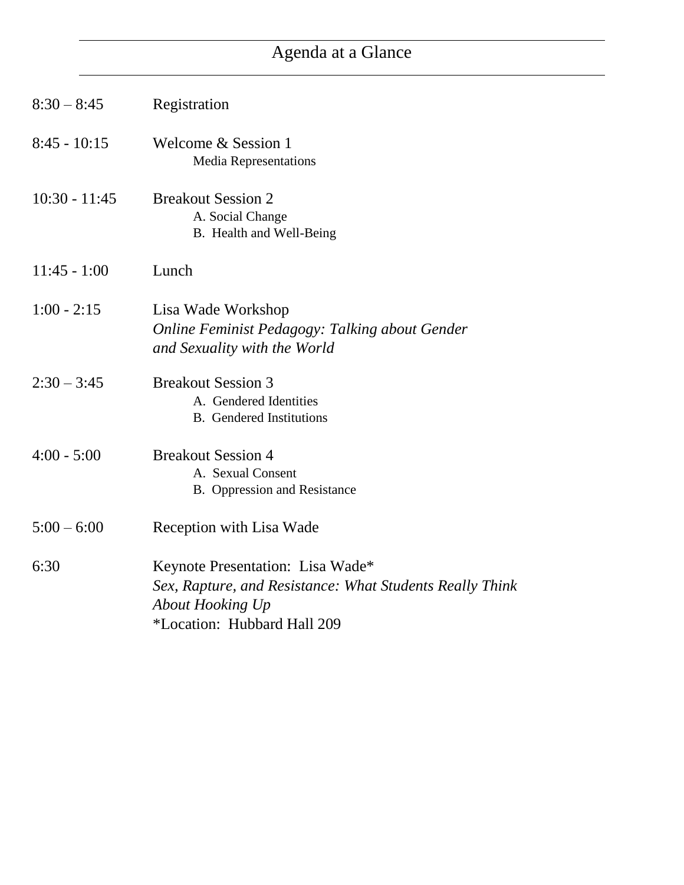## Agenda at a Glance

8:30 – 8:45 Registration

8:45 - 10:15 Welcome & Session 1
- Media Representations

10:30 - 11:45 Breakout Session 2
- A. Social Change
- B. Health and Well-Being

11:45 - 1:00 Lunch

1:00 - 2:15 Lisa Wade Workshop
*Online Feminist Pedagogy: Talking about Gender and Sexuality with the World*

2:30 – 3:45 Breakout Session 3
- A. Gendered Identities
- B. Gendered Institutions

4:00 - 5:00 Breakout Session 4
- A. Sexual Consent
- B. Oppression and Resistance

5:00 – 6:00 Reception with Lisa Wade

6:30 Keynote Presentation: Lisa Wade*
*Sex, Rapture, and Resistance: What Students Really Think About Hooking Up*
*Location: Hubbard Hall 209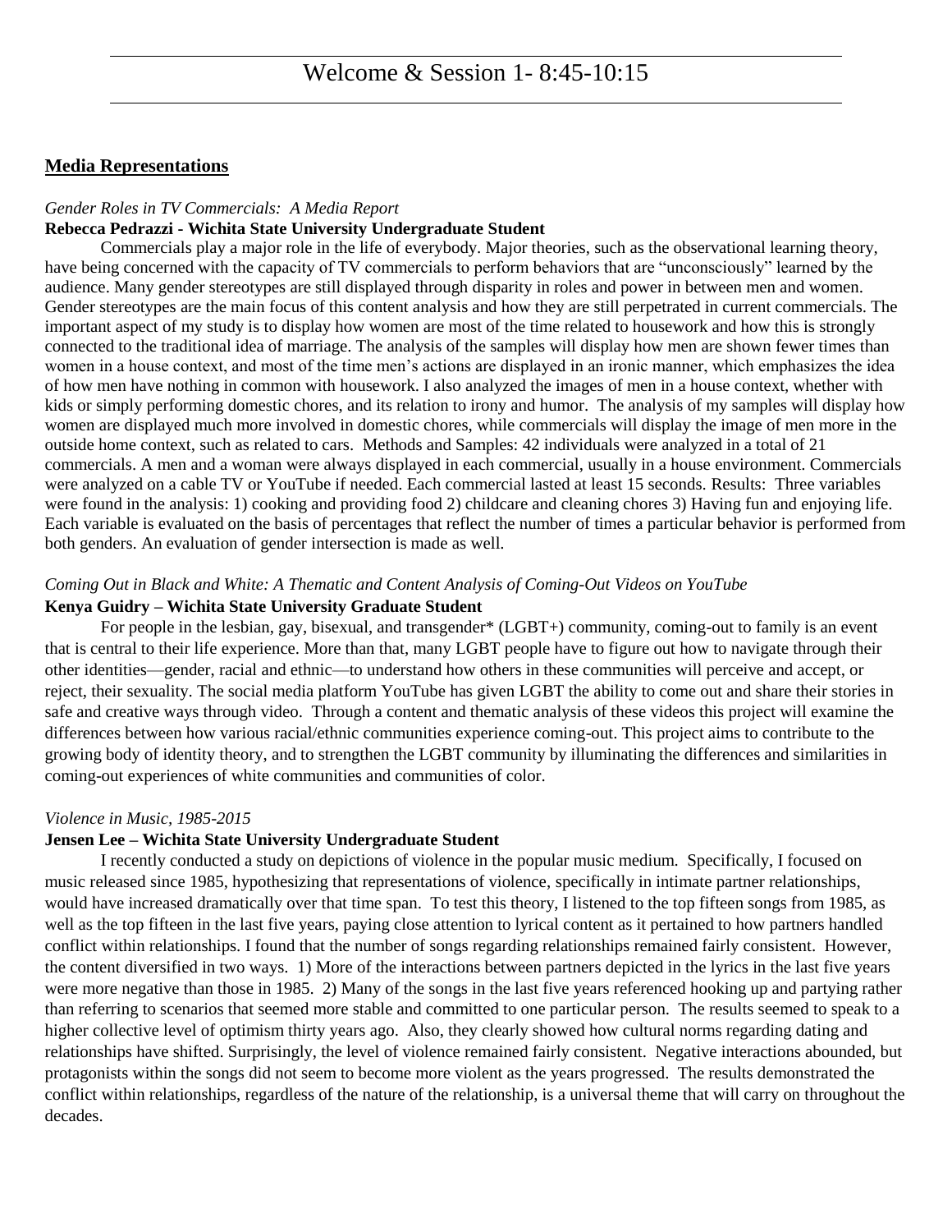# Welcome & Session 1- 8:45-10:15

## Media Representations

*Gender Roles in TV Commercials: A Media Report*

**Rebecca Pedrazzi - Wichita State University Undergraduate Student**

Commercials play a major role in the life of everybody. Major theories, such as the observational learning theory, have being concerned with the capacity of TV commercials to perform behaviors that are "unconsciously" learned by the audience. Many gender stereotypes are still displayed through disparity in roles and power in between men and women. Gender stereotypes are the main focus of this content analysis and how they are still perpetrated in current commercials. The important aspect of my study is to display how women are most of the time related to housework and how this is strongly connected to the traditional idea of marriage. The analysis of the samples will display how men are shown fewer times than women in a house context, and most of the time men's actions are displayed in an ironic manner, which emphasizes the idea of how men have nothing in common with housework. I also analyzed the images of men in a house context, whether with kids or simply performing domestic chores, and its relation to irony and humor. The analysis of my samples will display how women are displayed much more involved in domestic chores, while commercials will display the image of men more in the outside home context, such as related to cars. Methods and Samples: 42 individuals were analyzed in a total of 21 commercials. A men and a woman were always displayed in each commercial, usually in a house environment. Commercials were analyzed on a cable TV or YouTube if needed. Each commercial lasted at least 15 seconds. Results: Three variables were found in the analysis: 1) cooking and providing food 2) childcare and cleaning chores 3) Having fun and enjoying life. Each variable is evaluated on the basis of percentages that reflect the number of times a particular behavior is performed from both genders. An evaluation of gender intersection is made as well.

*Coming Out in Black and White: A Thematic and Content Analysis of Coming-Out Videos on YouTube*

**Kenya Guidry – Wichita State University Graduate Student**

For people in the lesbian, gay, bisexual, and transgender* (LGBT+) community, coming-out to family is an event that is central to their life experience. More than that, many LGBT people have to figure out how to navigate through their other identities—gender, racial and ethnic—to understand how others in these communities will perceive and accept, or reject, their sexuality. The social media platform YouTube has given LGBT the ability to come out and share their stories in safe and creative ways through video. Through a content and thematic analysis of these videos this project will examine the differences between how various racial/ethnic communities experience coming-out. This project aims to contribute to the growing body of identity theory, and to strengthen the LGBT community by illuminating the differences and similarities in coming-out experiences of white communities and communities of color.

*Violence in Music, 1985-2015*

**Jensen Lee – Wichita State University Undergraduate Student**

I recently conducted a study on depictions of violence in the popular music medium. Specifically, I focused on music released since 1985, hypothesizing that representations of violence, specifically in intimate partner relationships, would have increased dramatically over that time span. To test this theory, I listened to the top fifteen songs from 1985, as well as the top fifteen in the last five years, paying close attention to lyrical content as it pertained to how partners handled conflict within relationships. I found that the number of songs regarding relationships remained fairly consistent. However, the content diversified in two ways. 1) More of the interactions between partners depicted in the lyrics in the last five years were more negative than those in 1985. 2) Many of the songs in the last five years referenced hooking up and partying rather than referring to scenarios that seemed more stable and committed to one particular person. The results seemed to speak to a higher collective level of optimism thirty years ago. Also, they clearly showed how cultural norms regarding dating and relationships have shifted. Surprisingly, the level of violence remained fairly consistent. Negative interactions abounded, but protagonists within the songs did not seem to become more violent as the years progressed. The results demonstrated the conflict within relationships, regardless of the nature of the relationship, is a universal theme that will carry on throughout the decades.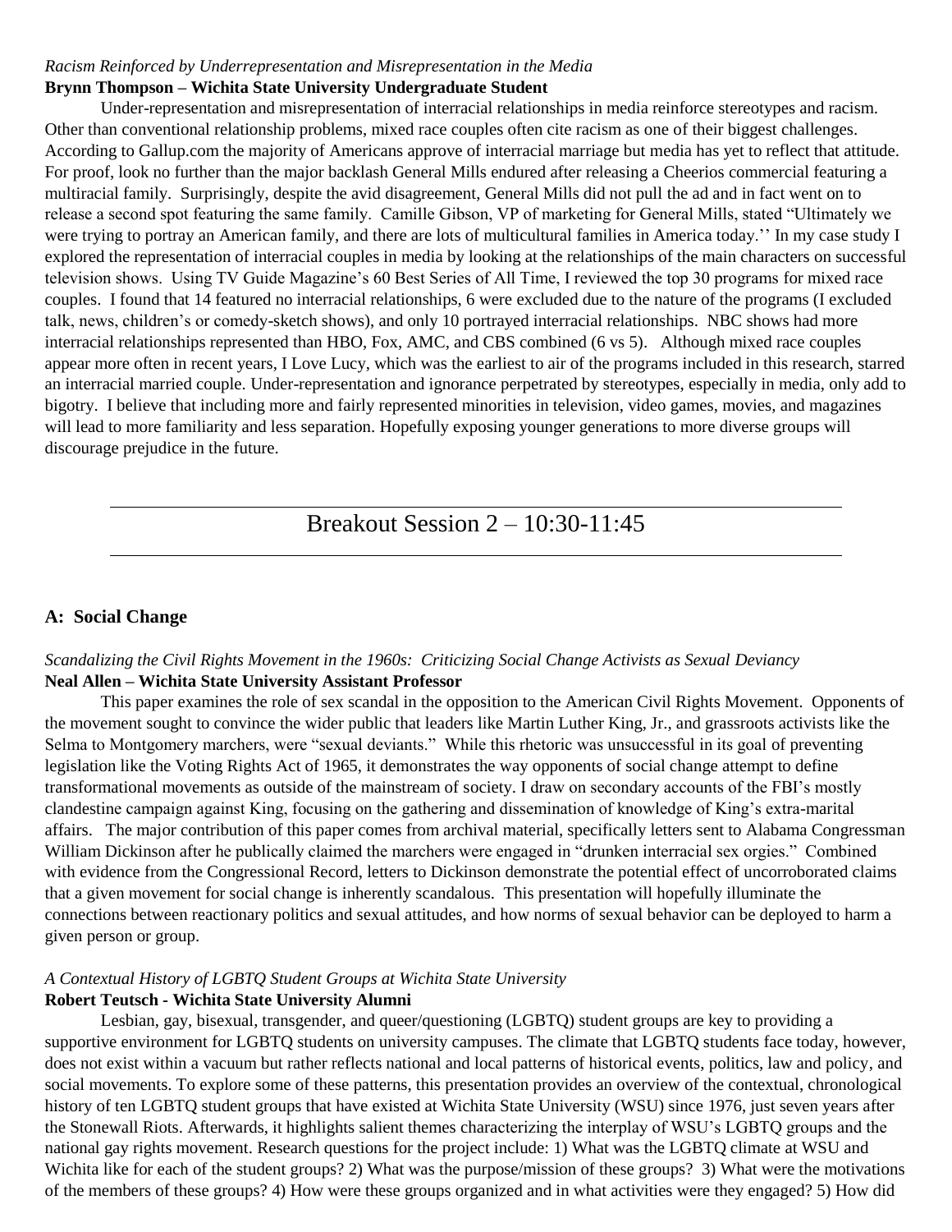*Racism Reinforced by Underrepresentation and Misrepresentation in the Media*
**Brynn Thompson – Wichita State University Undergraduate Student**

Under-representation and misrepresentation of interracial relationships in media reinforce stereotypes and racism. Other than conventional relationship problems, mixed race couples often cite racism as one of their biggest challenges. According to Gallup.com the majority of Americans approve of interracial marriage but media has yet to reflect that attitude. For proof, look no further than the major backlash General Mills endured after releasing a Cheerios commercial featuring a multiracial family. Surprisingly, despite the avid disagreement, General Mills did not pull the ad and in fact went on to release a second spot featuring the same family. Camille Gibson, VP of marketing for General Mills, stated "Ultimately we were trying to portray an American family, and there are lots of multicultural families in America today.'' In my case study I explored the representation of interracial couples in media by looking at the relationships of the main characters on successful television shows. Using TV Guide Magazine's 60 Best Series of All Time, I reviewed the top 30 programs for mixed race couples. I found that 14 featured no interracial relationships, 6 were excluded due to the nature of the programs (I excluded talk, news, children's or comedy-sketch shows), and only 10 portrayed interracial relationships. NBC shows had more interracial relationships represented than HBO, Fox, AMC, and CBS combined (6 vs 5). Although mixed race couples appear more often in recent years, I Love Lucy, which was the earliest to air of the programs included in this research, starred an interracial married couple. Under-representation and ignorance perpetrated by stereotypes, especially in media, only add to bigotry. I believe that including more and fairly represented minorities in television, video games, movies, and magazines will lead to more familiarity and less separation. Hopefully exposing younger generations to more diverse groups will discourage prejudice in the future.

## Breakout Session 2 – 10:30-11:45

### A: Social Change

*Scandalizing the Civil Rights Movement in the 1960s: Criticizing Social Change Activists as Sexual Deviancy*
**Neal Allen – Wichita State University Assistant Professor**

This paper examines the role of sex scandal in the opposition to the American Civil Rights Movement. Opponents of the movement sought to convince the wider public that leaders like Martin Luther King, Jr., and grassroots activists like the Selma to Montgomery marchers, were "sexual deviants." While this rhetoric was unsuccessful in its goal of preventing legislation like the Voting Rights Act of 1965, it demonstrates the way opponents of social change attempt to define transformational movements as outside of the mainstream of society. I draw on secondary accounts of the FBI's mostly clandestine campaign against King, focusing on the gathering and dissemination of knowledge of King's extra-marital affairs. The major contribution of this paper comes from archival material, specifically letters sent to Alabama Congressman William Dickinson after he publically claimed the marchers were engaged in "drunken interracial sex orgies." Combined with evidence from the Congressional Record, letters to Dickinson demonstrate the potential effect of uncorroborated claims that a given movement for social change is inherently scandalous. This presentation will hopefully illuminate the connections between reactionary politics and sexual attitudes, and how norms of sexual behavior can be deployed to harm a given person or group.

*A Contextual History of LGBTQ Student Groups at Wichita State University*
**Robert Teutsch - Wichita State University Alumni**

Lesbian, gay, bisexual, transgender, and queer/questioning (LGBTQ) student groups are key to providing a supportive environment for LGBTQ students on university campuses. The climate that LGBTQ students face today, however, does not exist within a vacuum but rather reflects national and local patterns of historical events, politics, law and policy, and social movements. To explore some of these patterns, this presentation provides an overview of the contextual, chronological history of ten LGBTQ student groups that have existed at Wichita State University (WSU) since 1976, just seven years after the Stonewall Riots. Afterwards, it highlights salient themes characterizing the interplay of WSU's LGBTQ groups and the national gay rights movement. Research questions for the project include: 1) What was the LGBTQ climate at WSU and Wichita like for each of the student groups? 2) What was the purpose/mission of these groups? 3) What were the motivations of the members of these groups? 4) How were these groups organized and in what activities were they engaged? 5) How did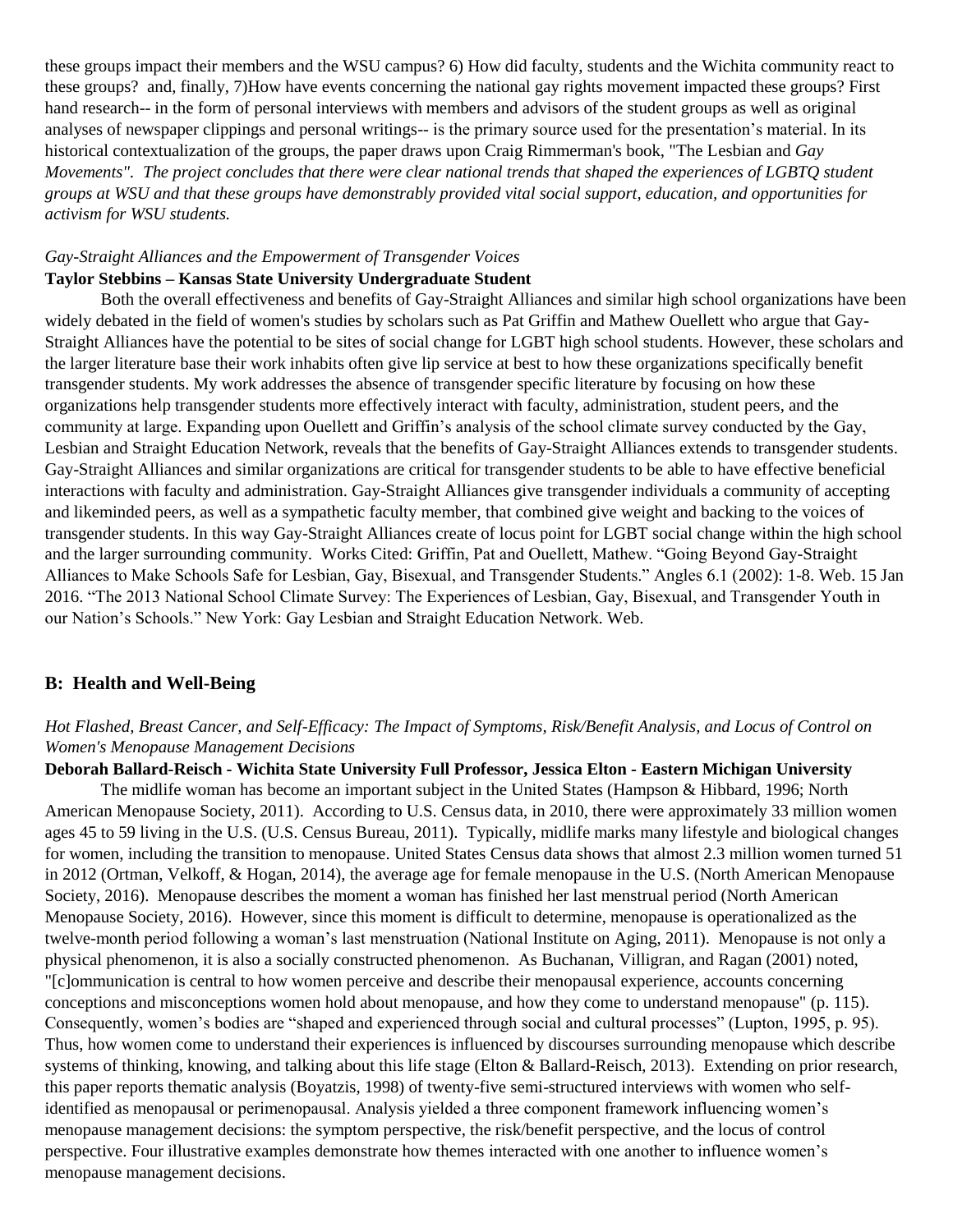these groups impact their members and the WSU campus? 6) How did faculty, students and the Wichita community react to these groups? and, finally, 7)How have events concerning the national gay rights movement impacted these groups? First hand research-- in the form of personal interviews with members and advisors of the student groups as well as original analyses of newspaper clippings and personal writings-- is the primary source used for the presentation's material. In its historical contextualization of the groups, the paper draws upon Craig Rimmerman's book, "The Lesbian and *Gay Movements". The project concludes that there were clear national trends that shaped the experiences of LGBTQ student groups at WSU and that these groups have demonstrably provided vital social support, education, and opportunities for activism for WSU students.*

*Gay-Straight Alliances and the Empowerment of Transgender Voices*

**Taylor Stebbins – Kansas State University Undergraduate Student**

Both the overall effectiveness and benefits of Gay-Straight Alliances and similar high school organizations have been widely debated in the field of women's studies by scholars such as Pat Griffin and Mathew Ouellett who argue that Gay-Straight Alliances have the potential to be sites of social change for LGBT high school students. However, these scholars and the larger literature base their work inhabits often give lip service at best to how these organizations specifically benefit transgender students. My work addresses the absence of transgender specific literature by focusing on how these organizations help transgender students more effectively interact with faculty, administration, student peers, and the community at large. Expanding upon Ouellett and Griffin's analysis of the school climate survey conducted by the Gay, Lesbian and Straight Education Network, reveals that the benefits of Gay-Straight Alliances extends to transgender students. Gay-Straight Alliances and similar organizations are critical for transgender students to be able to have effective beneficial interactions with faculty and administration. Gay-Straight Alliances give transgender individuals a community of accepting and likeminded peers, as well as a sympathetic faculty member, that combined give weight and backing to the voices of transgender students. In this way Gay-Straight Alliances create of locus point for LGBT social change within the high school and the larger surrounding community. Works Cited: Griffin, Pat and Ouellett, Mathew. "Going Beyond Gay-Straight Alliances to Make Schools Safe for Lesbian, Gay, Bisexual, and Transgender Students." Angles 6.1 (2002): 1-8. Web. 15 Jan 2016. "The 2013 National School Climate Survey: The Experiences of Lesbian, Gay, Bisexual, and Transgender Youth in our Nation's Schools." New York: Gay Lesbian and Straight Education Network. Web.

## B: Health and Well-Being

*Hot Flashed, Breast Cancer, and Self-Efficacy: The Impact of Symptoms, Risk/Benefit Analysis, and Locus of Control on Women's Menopause Management Decisions*

**Deborah Ballard-Reisch - Wichita State University Full Professor, Jessica Elton - Eastern Michigan University**

The midlife woman has become an important subject in the United States (Hampson & Hibbard, 1996; North American Menopause Society, 2011). According to U.S. Census data, in 2010, there were approximately 33 million women ages 45 to 59 living in the U.S. (U.S. Census Bureau, 2011). Typically, midlife marks many lifestyle and biological changes for women, including the transition to menopause. United States Census data shows that almost 2.3 million women turned 51 in 2012 (Ortman, Velkoff, & Hogan, 2014), the average age for female menopause in the U.S. (North American Menopause Society, 2016). Menopause describes the moment a woman has finished her last menstrual period (North American Menopause Society, 2016). However, since this moment is difficult to determine, menopause is operationalized as the twelve-month period following a woman's last menstruation (National Institute on Aging, 2011). Menopause is not only a physical phenomenon, it is also a socially constructed phenomenon. As Buchanan, Villigran, and Ragan (2001) noted, "[c]ommunication is central to how women perceive and describe their menopausal experience, accounts concerning conceptions and misconceptions women hold about menopause, and how they come to understand menopause" (p. 115). Consequently, women's bodies are "shaped and experienced through social and cultural processes" (Lupton, 1995, p. 95). Thus, how women come to understand their experiences is influenced by discourses surrounding menopause which describe systems of thinking, knowing, and talking about this life stage (Elton & Ballard-Reisch, 2013). Extending on prior research, this paper reports thematic analysis (Boyatzis, 1998) of twenty-five semi-structured interviews with women who self-identified as menopausal or perimenopausal. Analysis yielded a three component framework influencing women's menopause management decisions: the symptom perspective, the risk/benefit perspective, and the locus of control perspective. Four illustrative examples demonstrate how themes interacted with one another to influence women's menopause management decisions.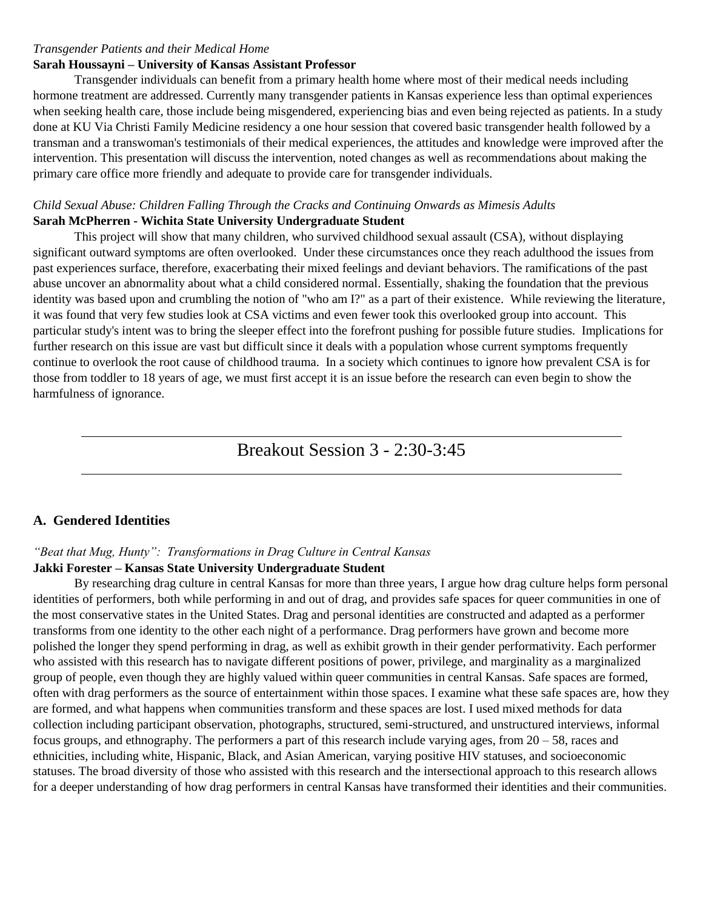*Transgender Patients and their Medical Home*

**Sarah Houssayni – University of Kansas Assistant Professor**

Transgender individuals can benefit from a primary health home where most of their medical needs including hormone treatment are addressed. Currently many transgender patients in Kansas experience less than optimal experiences when seeking health care, those include being misgendered, experiencing bias and even being rejected as patients. In a study done at KU Via Christi Family Medicine residency a one hour session that covered basic transgender health followed by a transman and a transwoman's testimonials of their medical experiences, the attitudes and knowledge were improved after the intervention. This presentation will discuss the intervention, noted changes as well as recommendations about making the primary care office more friendly and adequate to provide care for transgender individuals.

*Child Sexual Abuse: Children Falling Through the Cracks and Continuing Onwards as Mimesis Adults*

**Sarah McPherren - Wichita State University Undergraduate Student**

This project will show that many children, who survived childhood sexual assault (CSA), without displaying significant outward symptoms are often overlooked. Under these circumstances once they reach adulthood the issues from past experiences surface, therefore, exacerbating their mixed feelings and deviant behaviors. The ramifications of the past abuse uncover an abnormality about what a child considered normal. Essentially, shaking the foundation that the previous identity was based upon and crumbling the notion of "who am I?" as a part of their existence. While reviewing the literature, it was found that very few studies look at CSA victims and even fewer took this overlooked group into account. This particular study's intent was to bring the sleeper effect into the forefront pushing for possible future studies. Implications for further research on this issue are vast but difficult since it deals with a population whose current symptoms frequently continue to overlook the root cause of childhood trauma. In a society which continues to ignore how prevalent CSA is for those from toddler to 18 years of age, we must first accept it is an issue before the research can even begin to show the harmfulness of ignorance.

## Breakout Session 3 - 2:30-3:45

### A. Gendered Identities

*"Beat that Mug, Hunty": Transformations in Drag Culture in Central Kansas*

**Jakki Forester – Kansas State University Undergraduate Student**

By researching drag culture in central Kansas for more than three years, I argue how drag culture helps form personal identities of performers, both while performing in and out of drag, and provides safe spaces for queer communities in one of the most conservative states in the United States. Drag and personal identities are constructed and adapted as a performer transforms from one identity to the other each night of a performance. Drag performers have grown and become more polished the longer they spend performing in drag, as well as exhibit growth in their gender performativity. Each performer who assisted with this research has to navigate different positions of power, privilege, and marginality as a marginalized group of people, even though they are highly valued within queer communities in central Kansas. Safe spaces are formed, often with drag performers as the source of entertainment within those spaces. I examine what these safe spaces are, how they are formed, and what happens when communities transform and these spaces are lost. I used mixed methods for data collection including participant observation, photographs, structured, semi-structured, and unstructured interviews, informal focus groups, and ethnography. The performers a part of this research include varying ages, from 20 – 58, races and ethnicities, including white, Hispanic, Black, and Asian American, varying positive HIV statuses, and socioeconomic statuses. The broad diversity of those who assisted with this research and the intersectional approach to this research allows for a deeper understanding of how drag performers in central Kansas have transformed their identities and their communities.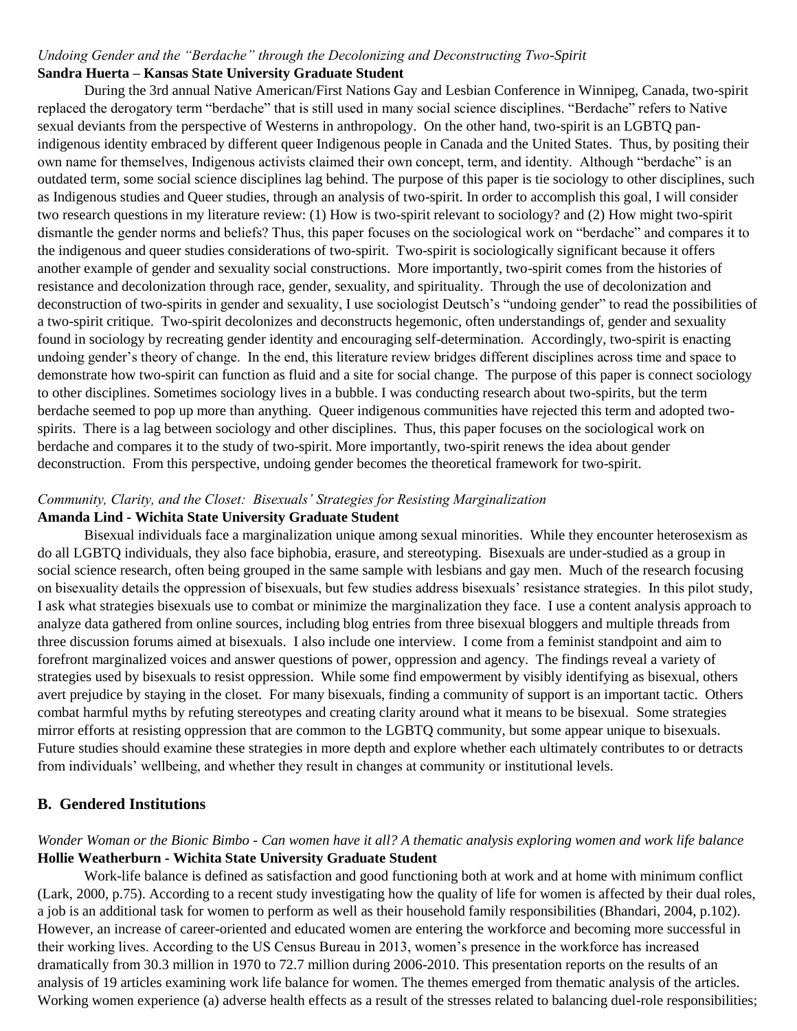*Undoing Gender and the "Berdache" through the Decolonizing and Deconstructing Two-Spirit*
**Sandra Huerta – Kansas State University Graduate Student**

During the 3rd annual Native American/First Nations Gay and Lesbian Conference in Winnipeg, Canada, two-spirit replaced the derogatory term "berdache" that is still used in many social science disciplines. "Berdache" refers to Native sexual deviants from the perspective of Westerns in anthropology. On the other hand, two-spirit is an LGBTQ pan-indigenous identity embraced by different queer Indigenous people in Canada and the United States. Thus, by positing their own name for themselves, Indigenous activists claimed their own concept, term, and identity. Although "berdache" is an outdated term, some social science disciplines lag behind. The purpose of this paper is tie sociology to other disciplines, such as Indigenous studies and Queer studies, through an analysis of two-spirit. In order to accomplish this goal, I will consider two research questions in my literature review: (1) How is two-spirit relevant to sociology? and (2) How might two-spirit dismantle the gender norms and beliefs? Thus, this paper focuses on the sociological work on "berdache" and compares it to the indigenous and queer studies considerations of two-spirit. Two-spirit is sociologically significant because it offers another example of gender and sexuality social constructions. More importantly, two-spirit comes from the histories of resistance and decolonization through race, gender, sexuality, and spirituality. Through the use of decolonization and deconstruction of two-spirits in gender and sexuality, I use sociologist Deutsch's "undoing gender" to read the possibilities of a two-spirit critique. Two-spirit decolonizes and deconstructs hegemonic, often understandings of, gender and sexuality found in sociology by recreating gender identity and encouraging self-determination. Accordingly, two-spirit is enacting undoing gender's theory of change. In the end, this literature review bridges different disciplines across time and space to demonstrate how two-spirit can function as fluid and a site for social change. The purpose of this paper is connect sociology to other disciplines. Sometimes sociology lives in a bubble. I was conducting research about two-spirits, but the term berdache seemed to pop up more than anything. Queer indigenous communities have rejected this term and adopted two-spirits. There is a lag between sociology and other disciplines. Thus, this paper focuses on the sociological work on berdache and compares it to the study of two-spirit. More importantly, two-spirit renews the idea about gender deconstruction. From this perspective, undoing gender becomes the theoretical framework for two-spirit.

*Community, Clarity, and the Closet: Bisexuals' Strategies for Resisting Marginalization*
**Amanda Lind - Wichita State University Graduate Student**

Bisexual individuals face a marginalization unique among sexual minorities. While they encounter heterosexism as do all LGBTQ individuals, they also face biphobia, erasure, and stereotyping. Bisexuals are under-studied as a group in social science research, often being grouped in the same sample with lesbians and gay men. Much of the research focusing on bisexuality details the oppression of bisexuals, but few studies address bisexuals' resistance strategies. In this pilot study, I ask what strategies bisexuals use to combat or minimize the marginalization they face. I use a content analysis approach to analyze data gathered from online sources, including blog entries from three bisexual bloggers and multiple threads from three discussion forums aimed at bisexuals. I also include one interview. I come from a feminist standpoint and aim to forefront marginalized voices and answer questions of power, oppression and agency. The findings reveal a variety of strategies used by bisexuals to resist oppression. While some find empowerment by visibly identifying as bisexual, others avert prejudice by staying in the closet. For many bisexuals, finding a community of support is an important tactic. Others combat harmful myths by refuting stereotypes and creating clarity around what it means to be bisexual. Some strategies mirror efforts at resisting oppression that are common to the LGBTQ community, but some appear unique to bisexuals. Future studies should examine these strategies in more depth and explore whether each ultimately contributes to or detracts from individuals' wellbeing, and whether they result in changes at community or institutional levels.

## B. Gendered Institutions

*Wonder Woman or the Bionic Bimbo - Can women have it all? A thematic analysis exploring women and work life balance*
**Hollie Weatherburn - Wichita State University Graduate Student**

Work-life balance is defined as satisfaction and good functioning both at work and at home with minimum conflict (Lark, 2000, p.75). According to a recent study investigating how the quality of life for women is affected by their dual roles, a job is an additional task for women to perform as well as their household family responsibilities (Bhandari, 2004, p.102). However, an increase of career-oriented and educated women are entering the workforce and becoming more successful in their working lives. According to the US Census Bureau in 2013, women's presence in the workforce has increased dramatically from 30.3 million in 1970 to 72.7 million during 2006-2010. This presentation reports on the results of an analysis of 19 articles examining work life balance for women. The themes emerged from thematic analysis of the articles. Working women experience (a) adverse health effects as a result of the stresses related to balancing duel-role responsibilities;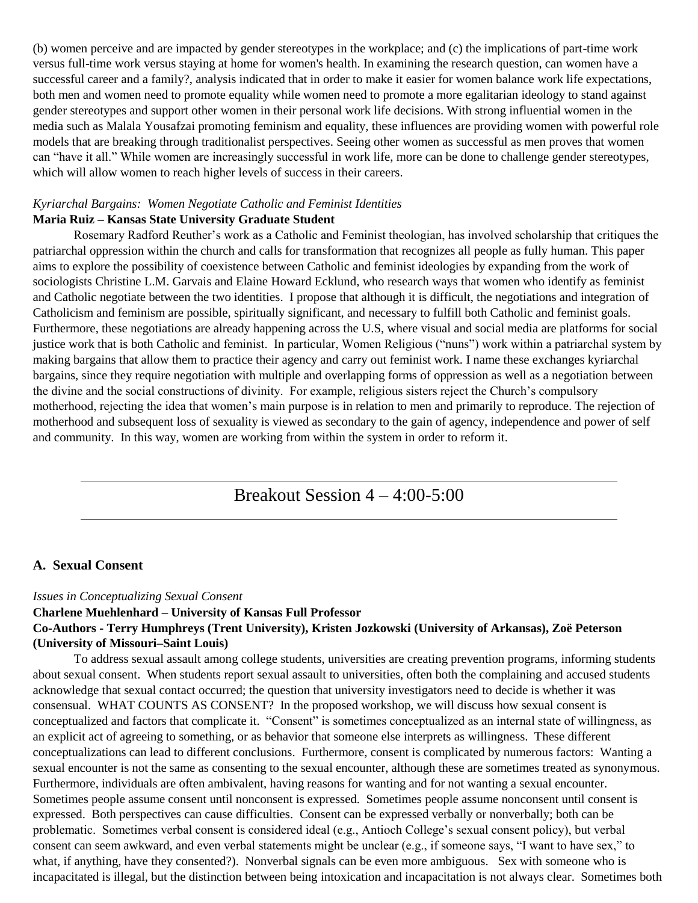(b) women perceive and are impacted by gender stereotypes in the workplace; and (c) the implications of part-time work versus full-time work versus staying at home for women's health. In examining the research question, can women have a successful career and a family?, analysis indicated that in order to make it easier for women balance work life expectations, both men and women need to promote equality while women need to promote a more egalitarian ideology to stand against gender stereotypes and support other women in their personal work life decisions. With strong influential women in the media such as Malala Yousafzai promoting feminism and equality, these influences are providing women with powerful role models that are breaking through traditionalist perspectives. Seeing other women as successful as men proves that women can "have it all." While women are increasingly successful in work life, more can be done to challenge gender stereotypes, which will allow women to reach higher levels of success in their careers.

*Kyriarchal Bargains: Women Negotiate Catholic and Feminist Identities*
**Maria Ruiz – Kansas State University Graduate Student**

Rosemary Radford Reuther's work as a Catholic and Feminist theologian, has involved scholarship that critiques the patriarchal oppression within the church and calls for transformation that recognizes all people as fully human. This paper aims to explore the possibility of coexistence between Catholic and feminist ideologies by expanding from the work of sociologists Christine L.M. Garvais and Elaine Howard Ecklund, who research ways that women who identify as feminist and Catholic negotiate between the two identities. I propose that although it is difficult, the negotiations and integration of Catholicism and feminism are possible, spiritually significant, and necessary to fulfill both Catholic and feminist goals. Furthermore, these negotiations are already happening across the U.S, where visual and social media are platforms for social justice work that is both Catholic and feminist. In particular, Women Religious ("nuns") work within a patriarchal system by making bargains that allow them to practice their agency and carry out feminist work. I name these exchanges kyriarchal bargains, since they require negotiation with multiple and overlapping forms of oppression as well as a negotiation between the divine and the social constructions of divinity. For example, religious sisters reject the Church's compulsory motherhood, rejecting the idea that women's main purpose is in relation to men and primarily to reproduce. The rejection of motherhood and subsequent loss of sexuality is viewed as secondary to the gain of agency, independence and power of self and community. In this way, women are working from within the system in order to reform it.

## Breakout Session 4 – 4:00-5:00

### A. Sexual Consent

*Issues in Conceptualizing Sexual Consent*
**Charlene Muehlenhard – University of Kansas Full Professor**
**Co-Authors - Terry Humphreys (Trent University), Kristen Jozkowski (University of Arkansas), Zoë Peterson (University of Missouri–Saint Louis)**

To address sexual assault among college students, universities are creating prevention programs, informing students about sexual consent. When students report sexual assault to universities, often both the complaining and accused students acknowledge that sexual contact occurred; the question that university investigators need to decide is whether it was consensual. WHAT COUNTS AS CONSENT? In the proposed workshop, we will discuss how sexual consent is conceptualized and factors that complicate it. "Consent" is sometimes conceptualized as an internal state of willingness, as an explicit act of agreeing to something, or as behavior that someone else interprets as willingness. These different conceptualizations can lead to different conclusions. Furthermore, consent is complicated by numerous factors: Wanting a sexual encounter is not the same as consenting to the sexual encounter, although these are sometimes treated as synonymous. Furthermore, individuals are often ambivalent, having reasons for wanting and for not wanting a sexual encounter. Sometimes people assume consent until nonconsent is expressed. Sometimes people assume nonconsent until consent is expressed. Both perspectives can cause difficulties. Consent can be expressed verbally or nonverbally; both can be problematic. Sometimes verbal consent is considered ideal (e.g., Antioch College's sexual consent policy), but verbal consent can seem awkward, and even verbal statements might be unclear (e.g., if someone says, "I want to have sex," to what, if anything, have they consented?). Nonverbal signals can be even more ambiguous. Sex with someone who is incapacitated is illegal, but the distinction between being intoxication and incapacitation is not always clear. Sometimes both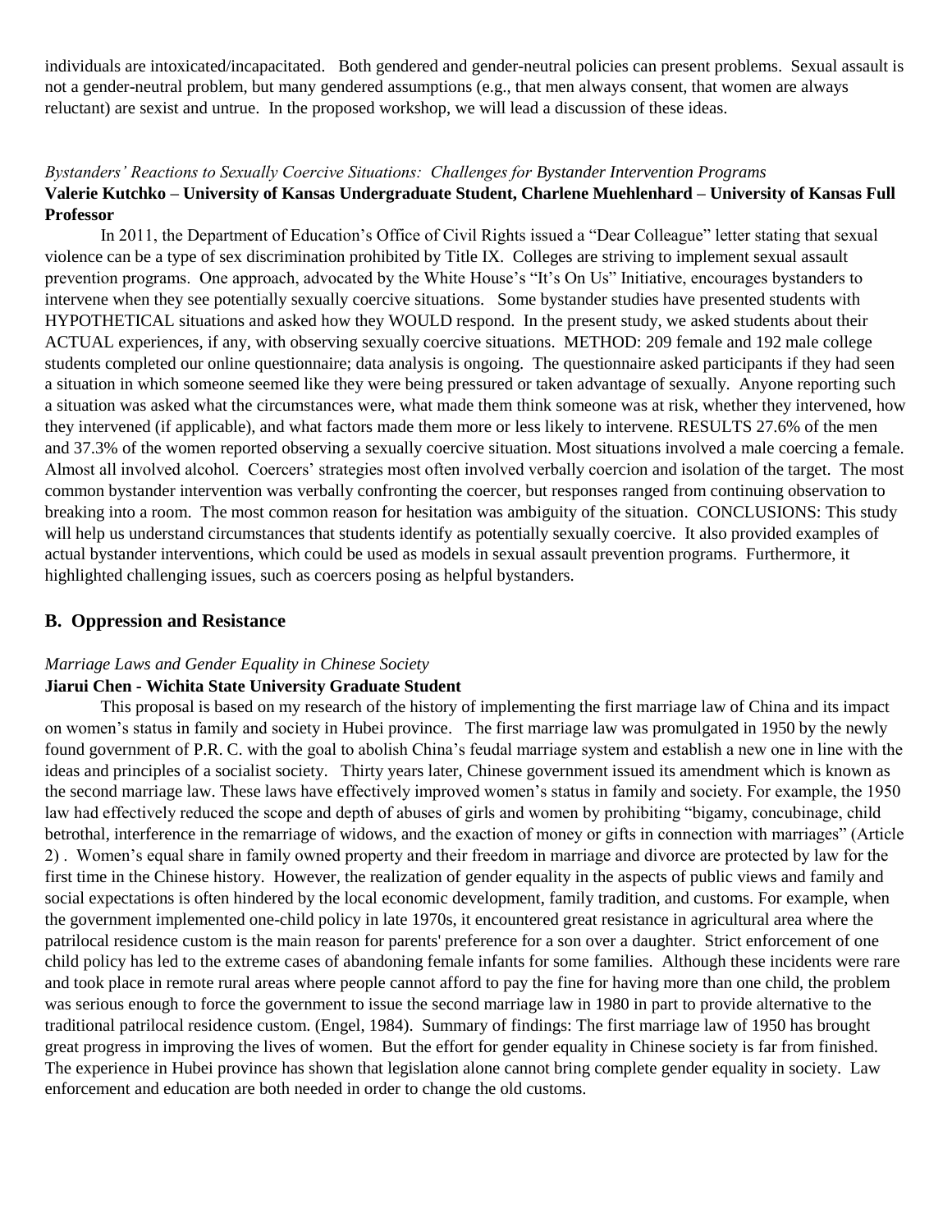individuals are intoxicated/incapacitated. Both gendered and gender-neutral policies can present problems. Sexual assault is not a gender-neutral problem, but many gendered assumptions (e.g., that men always consent, that women are always reluctant) are sexist and untrue. In the proposed workshop, we will lead a discussion of these ideas.

*Bystanders' Reactions to Sexually Coercive Situations: Challenges for Bystander Intervention Programs*

**Valerie Kutchko – University of Kansas Undergraduate Student, Charlene Muehlenhard – University of Kansas Full Professor**

In 2011, the Department of Education's Office of Civil Rights issued a "Dear Colleague" letter stating that sexual violence can be a type of sex discrimination prohibited by Title IX. Colleges are striving to implement sexual assault prevention programs. One approach, advocated by the White House's "It's On Us" Initiative, encourages bystanders to intervene when they see potentially sexually coercive situations. Some bystander studies have presented students with HYPOTHETICAL situations and asked how they WOULD respond. In the present study, we asked students about their ACTUAL experiences, if any, with observing sexually coercive situations. METHOD: 209 female and 192 male college students completed our online questionnaire; data analysis is ongoing. The questionnaire asked participants if they had seen a situation in which someone seemed like they were being pressured or taken advantage of sexually. Anyone reporting such a situation was asked what the circumstances were, what made them think someone was at risk, whether they intervened, how they intervened (if applicable), and what factors made them more or less likely to intervene. RESULTS 27.6% of the men and 37.3% of the women reported observing a sexually coercive situation. Most situations involved a male coercing a female. Almost all involved alcohol. Coercers' strategies most often involved verbally coercion and isolation of the target. The most common bystander intervention was verbally confronting the coercer, but responses ranged from continuing observation to breaking into a room. The most common reason for hesitation was ambiguity of the situation. CONCLUSIONS: This study will help us understand circumstances that students identify as potentially sexually coercive. It also provided examples of actual bystander interventions, which could be used as models in sexual assault prevention programs. Furthermore, it highlighted challenging issues, such as coercers posing as helpful bystanders.

## B. Oppression and Resistance

*Marriage Laws and Gender Equality in Chinese Society*

**Jiarui Chen - Wichita State University Graduate Student**

This proposal is based on my research of the history of implementing the first marriage law of China and its impact on women's status in family and society in Hubei province. The first marriage law was promulgated in 1950 by the newly found government of P.R. C. with the goal to abolish China's feudal marriage system and establish a new one in line with the ideas and principles of a socialist society. Thirty years later, Chinese government issued its amendment which is known as the second marriage law. These laws have effectively improved women's status in family and society. For example, the 1950 law had effectively reduced the scope and depth of abuses of girls and women by prohibiting "bigamy, concubinage, child betrothal, interference in the remarriage of widows, and the exaction of money or gifts in connection with marriages" (Article 2) . Women's equal share in family owned property and their freedom in marriage and divorce are protected by law for the first time in the Chinese history. However, the realization of gender equality in the aspects of public views and family and social expectations is often hindered by the local economic development, family tradition, and customs. For example, when the government implemented one-child policy in late 1970s, it encountered great resistance in agricultural area where the patrilocal residence custom is the main reason for parents' preference for a son over a daughter. Strict enforcement of one child policy has led to the extreme cases of abandoning female infants for some families. Although these incidents were rare and took place in remote rural areas where people cannot afford to pay the fine for having more than one child, the problem was serious enough to force the government to issue the second marriage law in 1980 in part to provide alternative to the traditional patrilocal residence custom. (Engel, 1984). Summary of findings: The first marriage law of 1950 has brought great progress in improving the lives of women. But the effort for gender equality in Chinese society is far from finished. The experience in Hubei province has shown that legislation alone cannot bring complete gender equality in society. Law enforcement and education are both needed in order to change the old customs.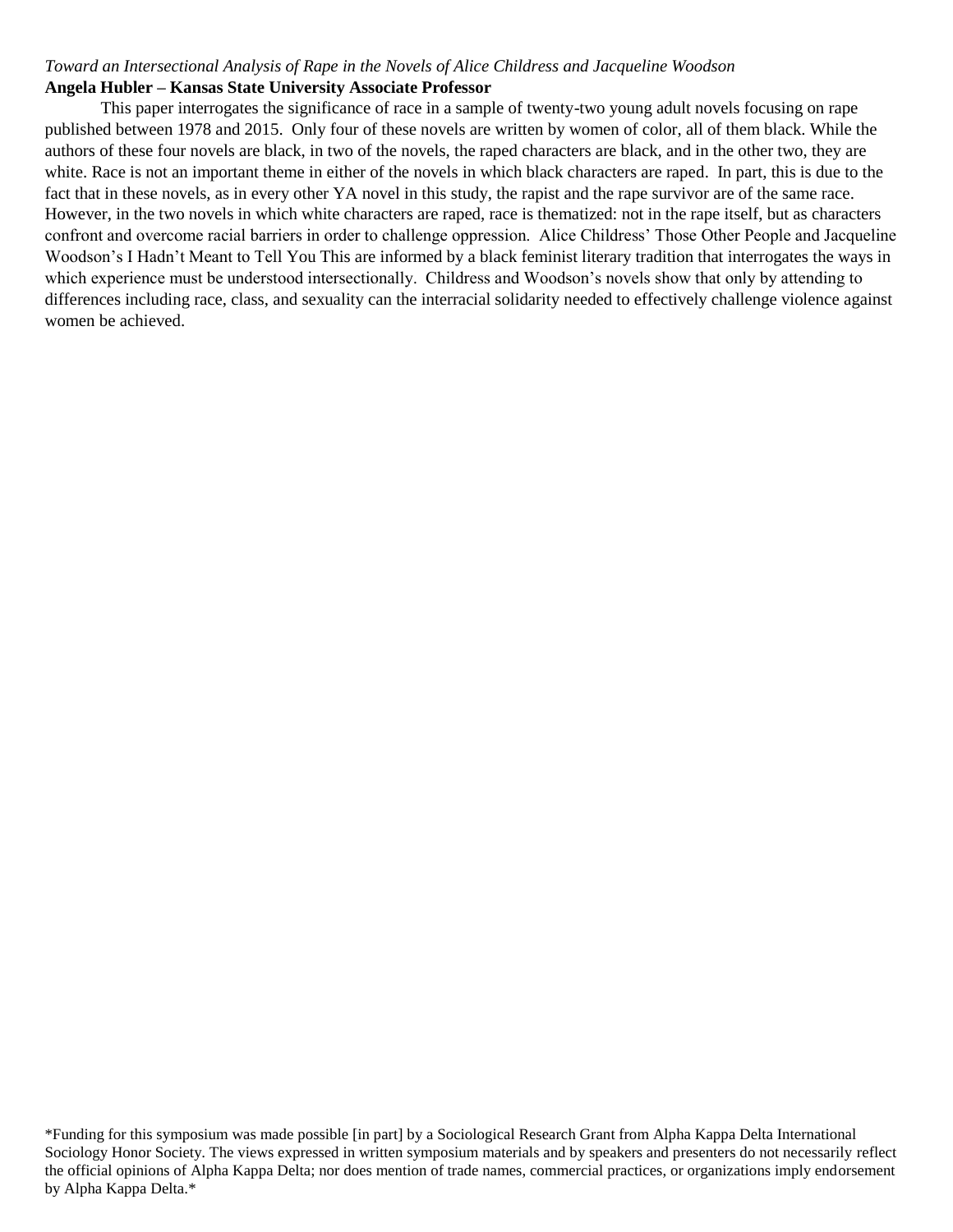*Toward an Intersectional Analysis of Rape in the Novels of Alice Childress and Jacqueline Woodson*
**Angela Hubler – Kansas State University Associate Professor**

This paper interrogates the significance of race in a sample of twenty-two young adult novels focusing on rape published between 1978 and 2015. Only four of these novels are written by women of color, all of them black. While the authors of these four novels are black, in two of the novels, the raped characters are black, and in the other two, they are white. Race is not an important theme in either of the novels in which black characters are raped. In part, this is due to the fact that in these novels, as in every other YA novel in this study, the rapist and the rape survivor are of the same race. However, in the two novels in which white characters are raped, race is thematized: not in the rape itself, but as characters confront and overcome racial barriers in order to challenge oppression. Alice Childress' Those Other People and Jacqueline Woodson's I Hadn't Meant to Tell You This are informed by a black feminist literary tradition that interrogates the ways in which experience must be understood intersectionally. Childress and Woodson's novels show that only by attending to differences including race, class, and sexuality can the interracial solidarity needed to effectively challenge violence against women be achieved.

*Funding for this symposium was made possible [in part] by a Sociological Research Grant from Alpha Kappa Delta International Sociology Honor Society. The views expressed in written symposium materials and by speakers and presenters do not necessarily reflect the official opinions of Alpha Kappa Delta; nor does mention of trade names, commercial practices, or organizations imply endorsement by Alpha Kappa Delta.*